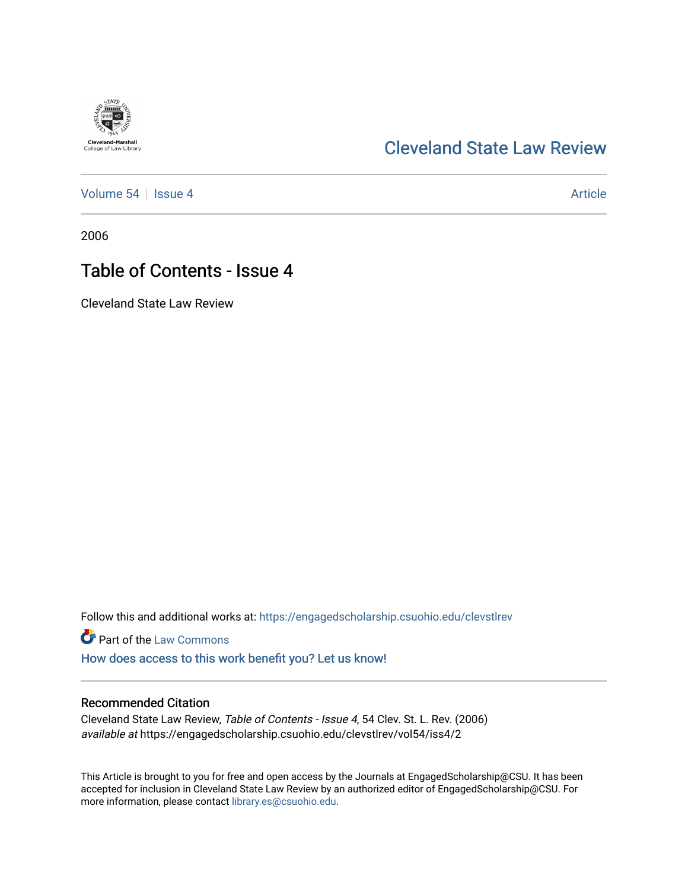Cleveland-Marshall College of Law Library

# Cleveland State Law Review

Volume 54 | Issue 4 | Article

2006

## Table of Contents - Issue 4

Cleveland State Law Review

Follow this and additional works at: https://engagedscholarship.csuohio.edu/clevstlrev

Part of the Law Commons

How does access to this work benefit you? Let us know!

### Recommended Citation

Cleveland State Law Review, *Table of Contents - Issue 4*, 54 Clev. St. L. Rev. (2006)
*available at* https://engagedscholarship.csuohio.edu/clevstlrev/vol54/iss4/2

This Article is brought to you for free and open access by the Journals at EngagedScholarship@CSU. It has been accepted for inclusion in Cleveland State Law Review by an authorized editor of EngagedScholarship@CSU. For more information, please contact library.es@csuohio.edu.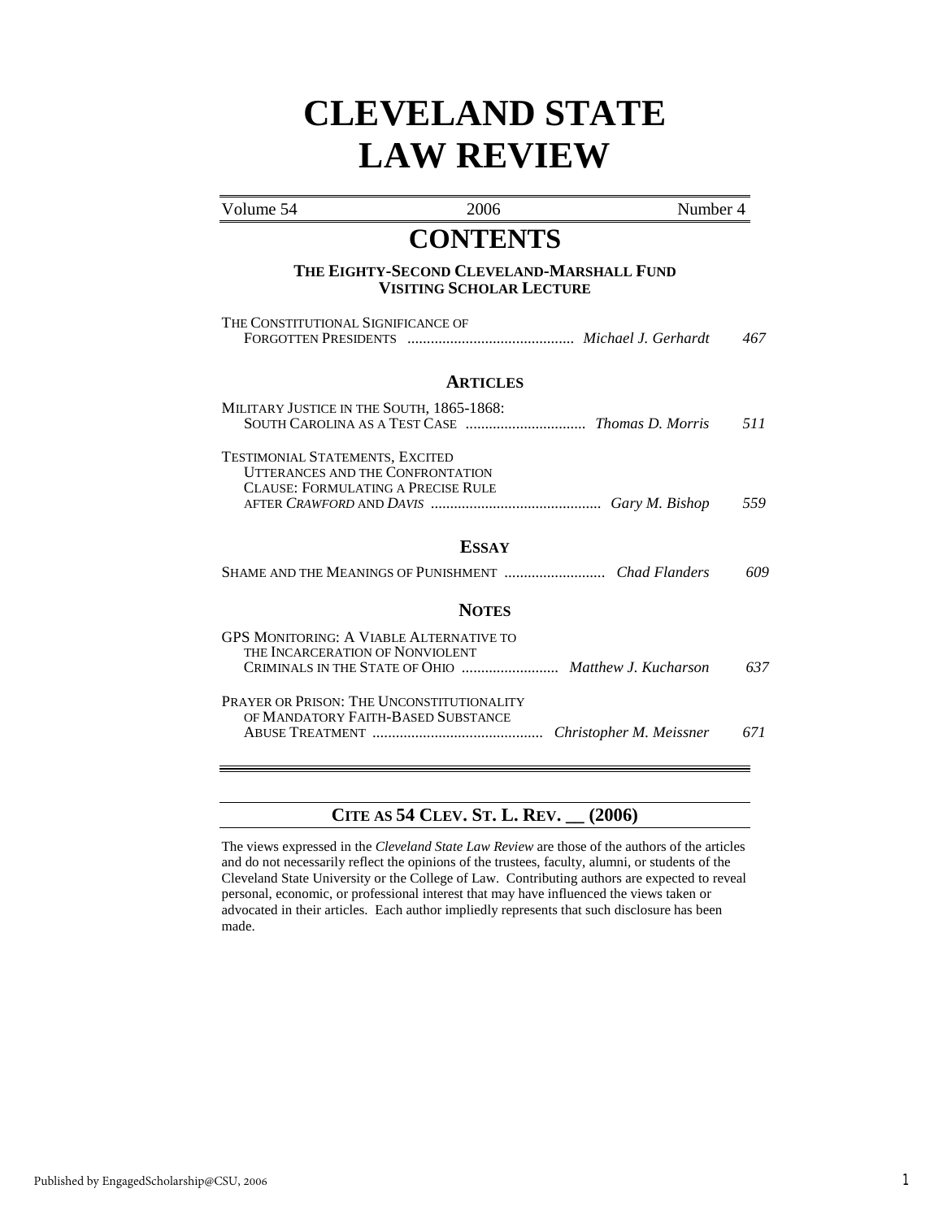# CLEVELAND STATE LAW REVIEW

Volume 54 | 2006 | Number 4

## CONTENTS

### THE EIGHTY-SECOND CLEVELAND-MARSHALL FUND VISITING SCHOLAR LECTURE

THE CONSTITUTIONAL SIGNIFICANCE OF FORGOTTEN PRESIDENTS ........................................... *Michael J. Gerhardt* *467*

### ARTICLES

MILITARY JUSTICE IN THE SOUTH, 1865-1868: SOUTH CAROLINA AS A TEST CASE ............................... *Thomas D. Morris* *511*

TESTIMONIAL STATEMENTS, EXCITED UTTERANCES AND THE CONFRONTATION CLAUSE: FORMULATING A PRECISE RULE AFTER *CRAWFORD* AND *DAVIS* ............................................ *Gary M. Bishop* *559*

### ESSAY

SHAME AND THE MEANINGS OF PUNISHMENT .......................... *Chad Flanders* *609*

### NOTES

GPS MONITORING: A VIABLE ALTERNATIVE TO THE INCARCERATION OF NONVIOLENT CRIMINALS IN THE STATE OF OHIO ......................... *Matthew J. Kucharson* *637*

PRAYER OR PRISON: THE UNCONSTITUTIONALITY OF MANDATORY FAITH-BASED SUBSTANCE ABUSE TREATMENT ............................................ *Christopher M. Meissner* *671*

---

**CITE AS 54 CLEV. ST. L. REV. __ (2006)**

The views expressed in the *Cleveland State Law Review* are those of the authors of the articles and do not necessarily reflect the opinions of the trustees, faculty, alumni, or students of the Cleveland State University or the College of Law. Contributing authors are expected to reveal personal, economic, or professional interest that may have influenced the views taken or advocated in their articles. Each author impliedly represents that such disclosure has been made.